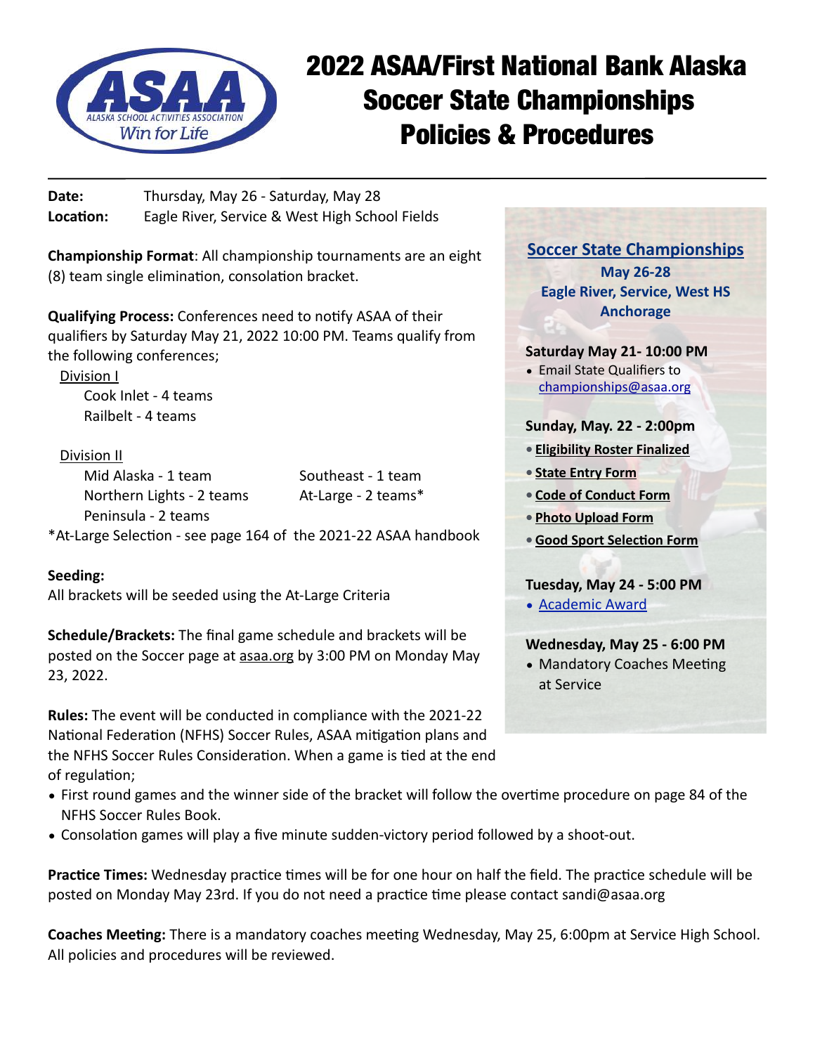# 2022 ASAA/First National Bank Alaska Soccer State Championships Policies & Procedures

**Date:** Thursday, May 26 - Saturday, May 28
**Location:** Eagle River, Service & West High School Fields

**Championship Format**: All championship tournaments are an eight (8) team single elimination, consolation bracket.

**Qualifying Process:** Conferences need to notify ASAA of their qualifiers by Saturday May 21, 2022 10:00 PM. Teams qualify from the following conferences;

Division I
- Cook Inlet - 4 teams
- Railbelt - 4 teams

Division II
- Mid Alaska - 1 team
- Northern Lights - 2 teams
- Peninsula - 2 teams
- Southeast - 1 team
- At-Large - 2 teams*

*At-Large Selection - see page 164 of the 2021-22 ASAA handbook

**Seeding:**
All brackets will be seeded using the At-Large Criteria

**Schedule/Brackets:** The final game schedule and brackets will be posted on the Soccer page at asaa.org by 3:00 PM on Monday May 23, 2022.

**Rules:** The event will be conducted in compliance with the 2021-22 National Federation (NFHS) Soccer Rules, ASAA mitigation plans and the NFHS Soccer Rules Consideration. When a game is tied at the end of regulation;

- First round games and the winner side of the bracket will follow the overtime procedure on page 84 of the NFHS Soccer Rules Book.
- Consolation games will play a five minute sudden-victory period followed by a shoot-out.

**Practice Times:** Wednesday practice times will be for one hour on half the field. The practice schedule will be posted on Monday May 23rd. If you do not need a practice time please contact sandi@asaa.org

**Coaches Meeting:** There is a mandatory coaches meeting Wednesday, May 25, 6:00pm at Service High School. All policies and procedures will be reviewed.

## Soccer State Championships
**May 26-28**
**Eagle River, Service, West HS Anchorage**

**Saturday May 21- 10:00 PM**
- Email State Qualifiers to championships@asaa.org

**Sunday, May. 22 - 2:00pm**
- **Eligibility Roster Finalized**
- **State Entry Form**
- **Code of Conduct Form**
- **Photo Upload Form**
- **Good Sport Selection Form**

**Tuesday, May 24 - 5:00 PM**
- Academic Award

**Wednesday, May 25 - 6:00 PM**
- Mandatory Coaches Meeting at Service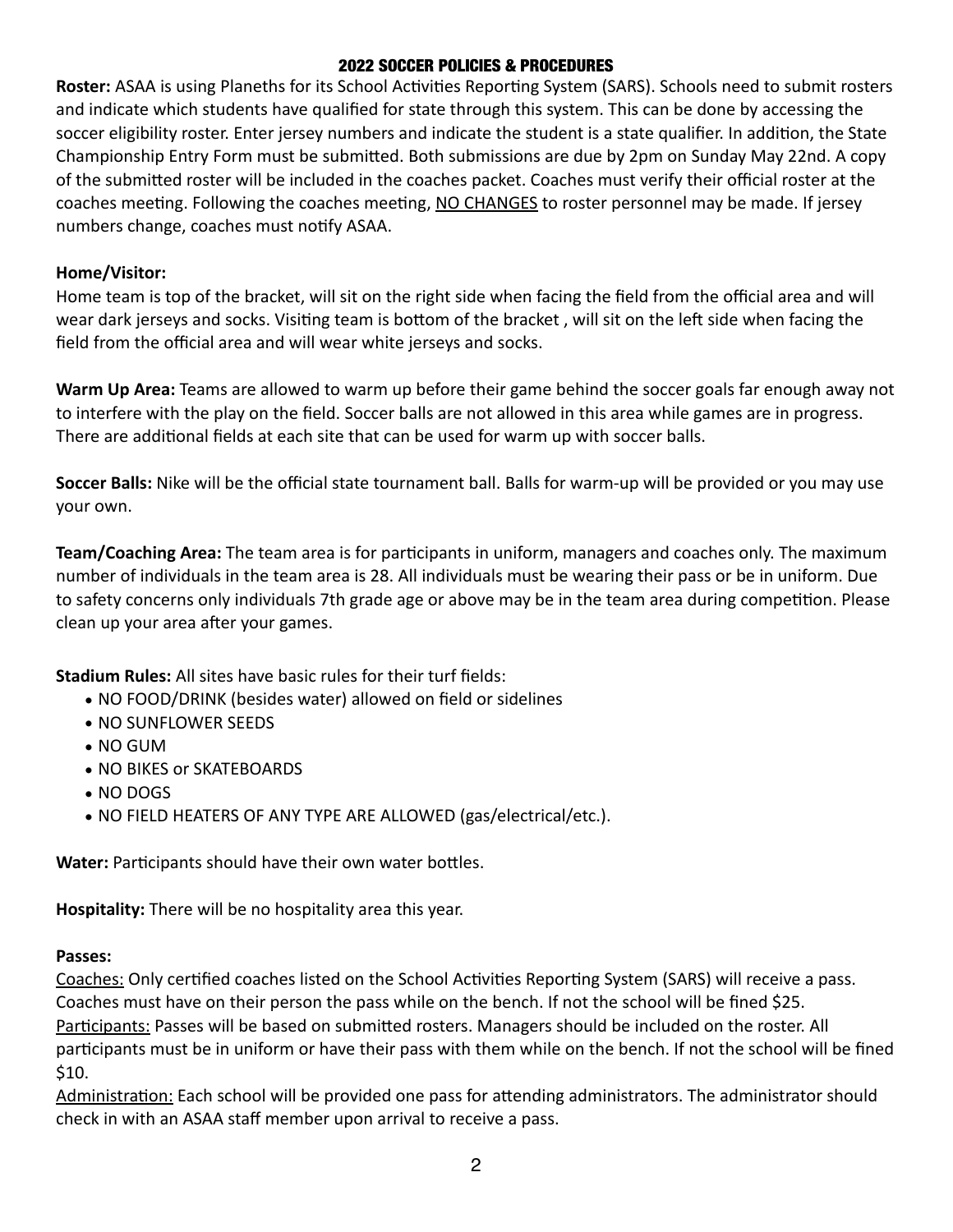## 2022 SOCCER POLICIES & PROCEDURES

**Roster:** ASAA is using Planeths for its School Activities Reporting System (SARS). Schools need to submit rosters and indicate which students have qualified for state through this system. This can be done by accessing the soccer eligibility roster. Enter jersey numbers and indicate the student is a state qualifier. In addition, the State Championship Entry Form must be submitted. Both submissions are due by 2pm on Sunday May 22nd. A copy of the submitted roster will be included in the coaches packet. Coaches must verify their official roster at the coaches meeting. Following the coaches meeting, <u>NO CHANGES</u> to roster personnel may be made. If jersey numbers change, coaches must notify ASAA.

**Home/Visitor:**
Home team is top of the bracket, will sit on the right side when facing the field from the official area and will wear dark jerseys and socks. Visiting team is bottom of the bracket , will sit on the left side when facing the field from the official area and will wear white jerseys and socks.

**Warm Up Area:** Teams are allowed to warm up before their game behind the soccer goals far enough away not to interfere with the play on the field. Soccer balls are not allowed in this area while games are in progress. There are additional fields at each site that can be used for warm up with soccer balls.

**Soccer Balls:** Nike will be the official state tournament ball. Balls for warm-up will be provided or you may use your own.

**Team/Coaching Area:** The team area is for participants in uniform, managers and coaches only. The maximum number of individuals in the team area is 28. All individuals must be wearing their pass or be in uniform. Due to safety concerns only individuals 7th grade age or above may be in the team area during competition. Please clean up your area after your games.

**Stadium Rules:** All sites have basic rules for their turf fields:

- NO FOOD/DRINK (besides water) allowed on field or sidelines
- NO SUNFLOWER SEEDS
- NO GUM
- NO BIKES or SKATEBOARDS
- NO DOGS
- NO FIELD HEATERS OF ANY TYPE ARE ALLOWED (gas/electrical/etc.).

**Water:** Participants should have their own water bottles.

**Hospitality:** There will be no hospitality area this year.

**Passes:**
<u>Coaches:</u> Only certified coaches listed on the School Activities Reporting System (SARS) will receive a pass. Coaches must have on their person the pass while on the bench. If not the school will be fined $25.
<u>Participants:</u> Passes will be based on submitted rosters. Managers should be included on the roster. All participants must be in uniform or have their pass with them while on the bench. If not the school will be fined $10.
<u>Administration:</u> Each school will be provided one pass for attending administrators. The administrator should check in with an ASAA staff member upon arrival to receive a pass.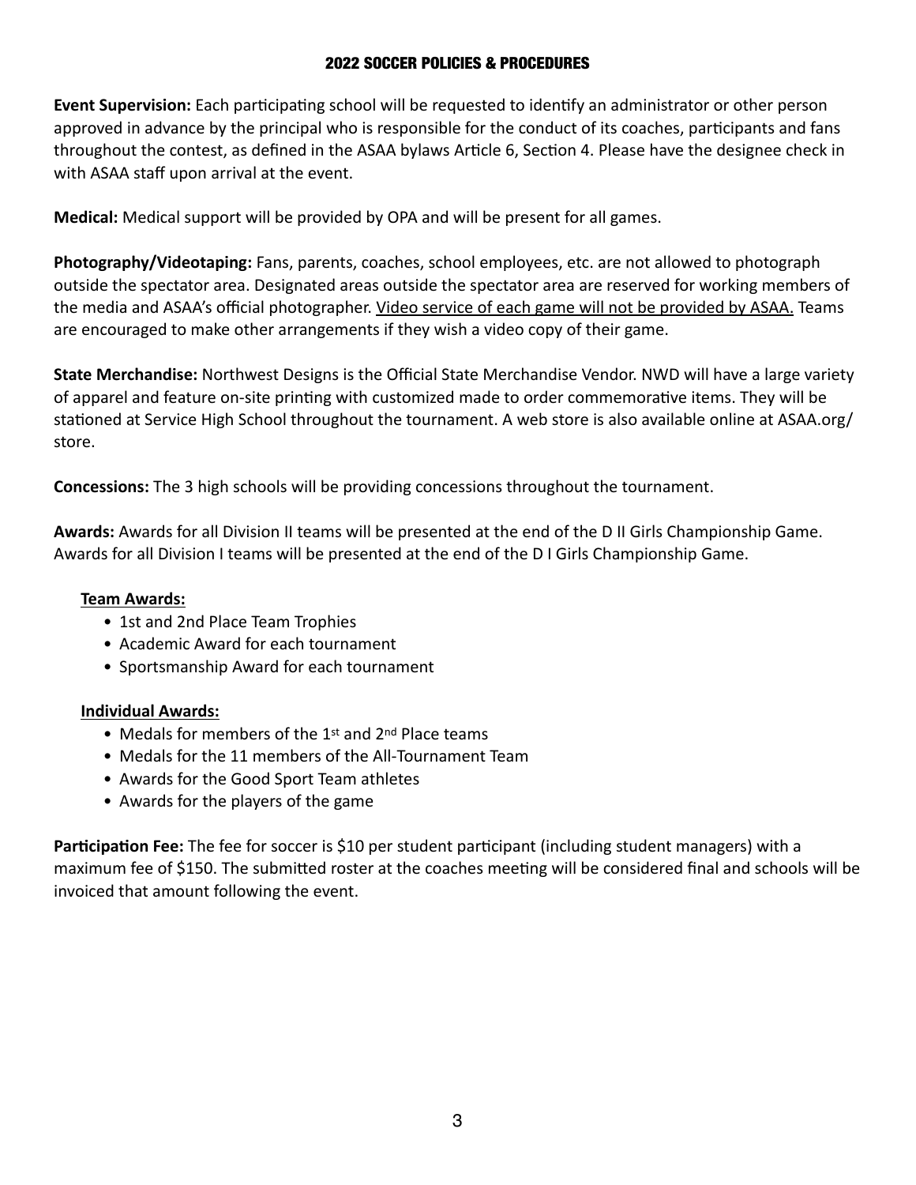# 2022 SOCCER POLICIES & PROCEDURES

**Event Supervision:** Each participating school will be requested to identify an administrator or other person approved in advance by the principal who is responsible for the conduct of its coaches, participants and fans throughout the contest, as defined in the ASAA bylaws Article 6, Section 4. Please have the designee check in with ASAA staff upon arrival at the event.

**Medical:** Medical support will be provided by OPA and will be present for all games.

**Photography/Videotaping:** Fans, parents, coaches, school employees, etc. are not allowed to photograph outside the spectator area. Designated areas outside the spectator area are reserved for working members of the media and ASAA's official photographer. Video service of each game will not be provided by ASAA. Teams are encouraged to make other arrangements if they wish a video copy of their game.

**State Merchandise:** Northwest Designs is the Official State Merchandise Vendor. NWD will have a large variety of apparel and feature on-site printing with customized made to order commemorative items. They will be stationed at Service High School throughout the tournament. A web store is also available online at ASAA.org/store.

**Concessions:** The 3 high schools will be providing concessions throughout the tournament.

**Awards:** Awards for all Division II teams will be presented at the end of the D II Girls Championship Game. Awards for all Division I teams will be presented at the end of the D I Girls Championship Game.

**Team Awards:**

- 1st and 2nd Place Team Trophies
- Academic Award for each tournament
- Sportsmanship Award for each tournament

**Individual Awards:**

- Medals for members of the 1st and 2nd Place teams
- Medals for the 11 members of the All-Tournament Team
- Awards for the Good Sport Team athletes
- Awards for the players of the game

**Participation Fee:** The fee for soccer is $10 per student participant (including student managers) with a maximum fee of $150. The submitted roster at the coaches meeting will be considered final and schools will be invoiced that amount following the event.